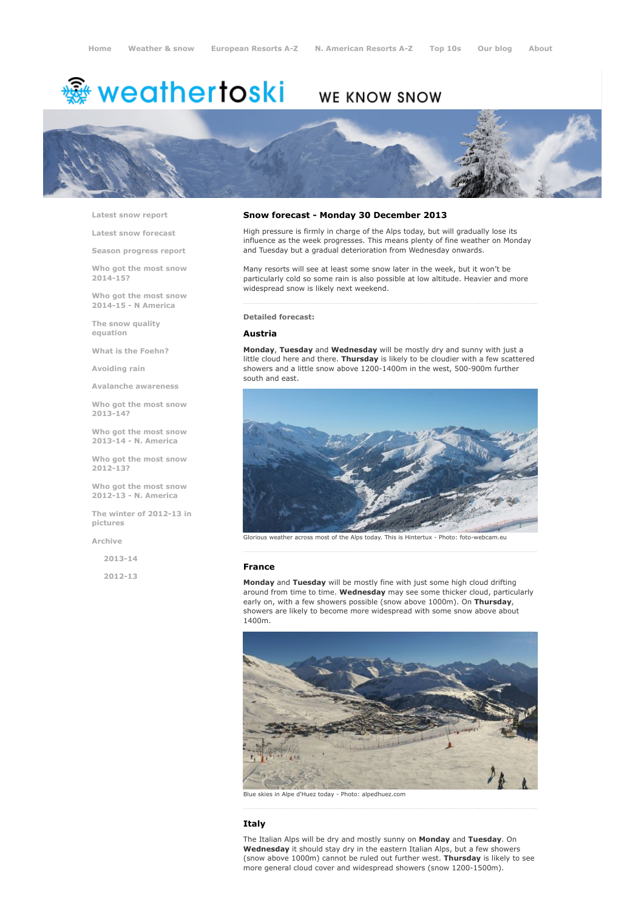Home Weather & snow European Resorts A-Z N. American Resorts A-Z Top 10s Our blog About

weathertoski WE KNOW SNOW

- Latest snow report
- Latest snow forecast
- Season progress report
- Who got the most snow 2014-15?
- Who got the most snow 2014-15 - N America
- The snow quality equation
- What is the Foehn?
- Avoiding rain
- Avalanche awareness
- Who got the most snow 2013-14?
- Who got the most snow 2013-14 - N. America
- Who got the most snow 2012-13?
- Who got the most snow 2012-13 - N. America
- The winter of 2012-13 in pictures
- Archive
  - 2013-14
  - 2012-13

## Snow forecast - Monday 30 December 2013

High pressure is firmly in charge of the Alps today, but will gradually lose its influence as the week progresses. This means plenty of fine weather on Monday and Tuesday but a gradual deterioration from Wednesday onwards.

Many resorts will see at least some snow later in the week, but it won't be particularly cold so some rain is also possible at low altitude. Heavier and more widespread snow is likely next weekend.

**Detailed forecast:**

### Austria

**Monday**, **Tuesday** and **Wednesday** will be mostly dry and sunny with just a little cloud here and there. **Thursday** is likely to be cloudier with a few scattered showers and a little snow above 1200-1400m in the west, 500-900m further south and east.

Glorious weather across most of the Alps today. This is Hintertux - Photo: foto-webcam.eu

### France

**Monday** and **Tuesday** will be mostly fine with just some high cloud drifting around from time to time. **Wednesday** may see some thicker cloud, particularly early on, with a few showers possible (snow above 1000m). On **Thursday**, showers are likely to become more widespread with some snow above about 1400m.

Blue skies in Alpe d'Huez today - Photo: alpedhuez.com

### Italy

The Italian Alps will be dry and mostly sunny on **Monday** and **Tuesday**. On **Wednesday** it should stay dry in the eastern Italian Alps, but a few showers (snow above 1000m) cannot be ruled out further west. **Thursday** is likely to see more general cloud cover and widespread showers (snow 1200-1500m).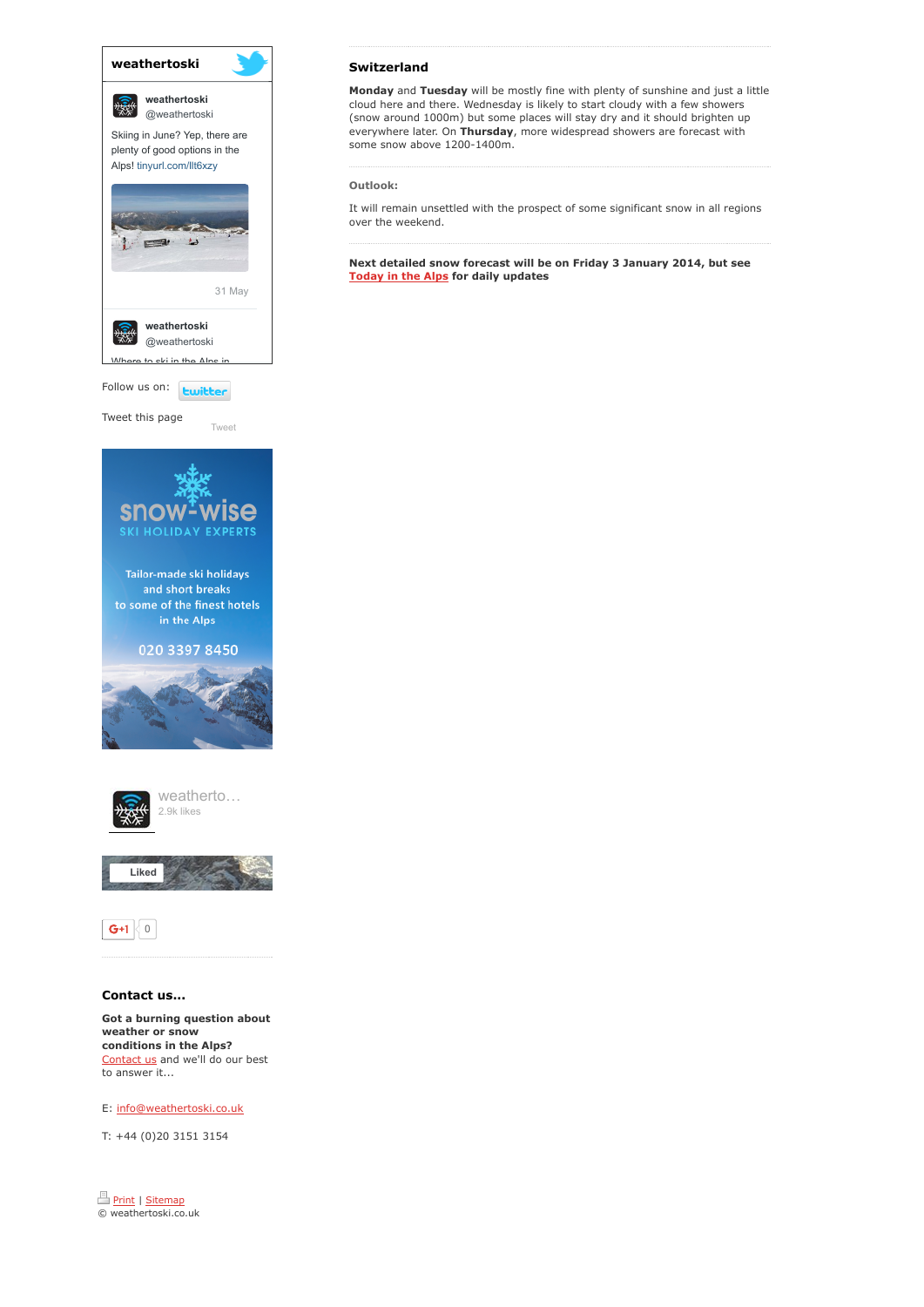## Switzerland

**Monday** and **Tuesday** will be mostly fine with plenty of sunshine and just a little cloud here and there. Wednesday is likely to start cloudy with a few showers (snow around 1000m) but some places will stay dry and it should brighten up everywhere later. On **Thursday**, more widespread showers are forecast with some snow above 1200-1400m.

**Outlook:**

It will remain unsettled with the prospect of some significant snow in all regions over the weekend.

**Next detailed snow forecast will be on Friday 3 January 2014, but see Today in the Alps for daily updates**

weathertoski

weathertoski
@weathertoski

Skiing in June? Yep, there are plenty of good options in the Alps! tinyurl.com/llt6xzy

31 May

weathertoski
@weathertoski

Where to ski in the Alps in

Follow us on: twitter

Tweet this page

Tweet

snow-wise
SKI HOLIDAY EXPERTS

Tailor-made ski holidays and short breaks to some of the finest hotels in the Alps

020 3397 8450

weatherto...
2.9k likes

Liked

G+1 0

### Contact us...

**Got a burning question about weather or snow conditions in the Alps?**
Contact us and we'll do our best to answer it...

E: info@weathertoski.co.uk

T: +44 (0)20 3151 3154

Print | Sitemap
© weathertoski.co.uk